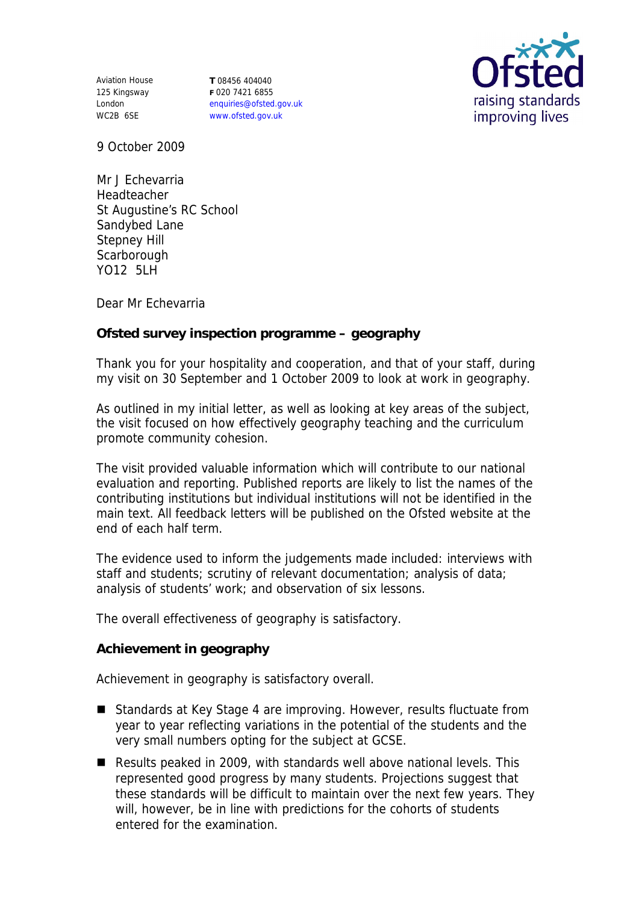Aviation House
125 Kingsway
London
WC2B 6SE

**T** 08456 404040
**F** 020 7421 6855
enquiries@ofsted.gov.uk
www.ofsted.gov.uk

Ofsted
raising standards
improving lives

9 October 2009

Mr J Echevarria
Headteacher
St Augustine's RC School
Sandybed Lane
Stepney Hill
Scarborough
YO12 5LH

Dear Mr Echevarria

**Ofsted survey inspection programme – geography**

Thank you for your hospitality and cooperation, and that of your staff, during my visit on 30 September and 1 October 2009 to look at work in geography.

As outlined in my initial letter, as well as looking at key areas of the subject, the visit focused on how effectively geography teaching and the curriculum promote community cohesion.

The visit provided valuable information which will contribute to our national evaluation and reporting. Published reports are likely to list the names of the contributing institutions but individual institutions will not be identified in the main text. All feedback letters will be published on the Ofsted website at the end of each half term.

The evidence used to inform the judgements made included: interviews with staff and students; scrutiny of relevant documentation; analysis of data; analysis of students' work; and observation of six lessons.

The overall effectiveness of geography is satisfactory.

**Achievement in geography**

Achievement in geography is satisfactory overall.

- Standards at Key Stage 4 are improving. However, results fluctuate from year to year reflecting variations in the potential of the students and the very small numbers opting for the subject at GCSE.
- Results peaked in 2009, with standards well above national levels. This represented good progress by many students. Projections suggest that these standards will be difficult to maintain over the next few years. They will, however, be in line with predictions for the cohorts of students entered for the examination.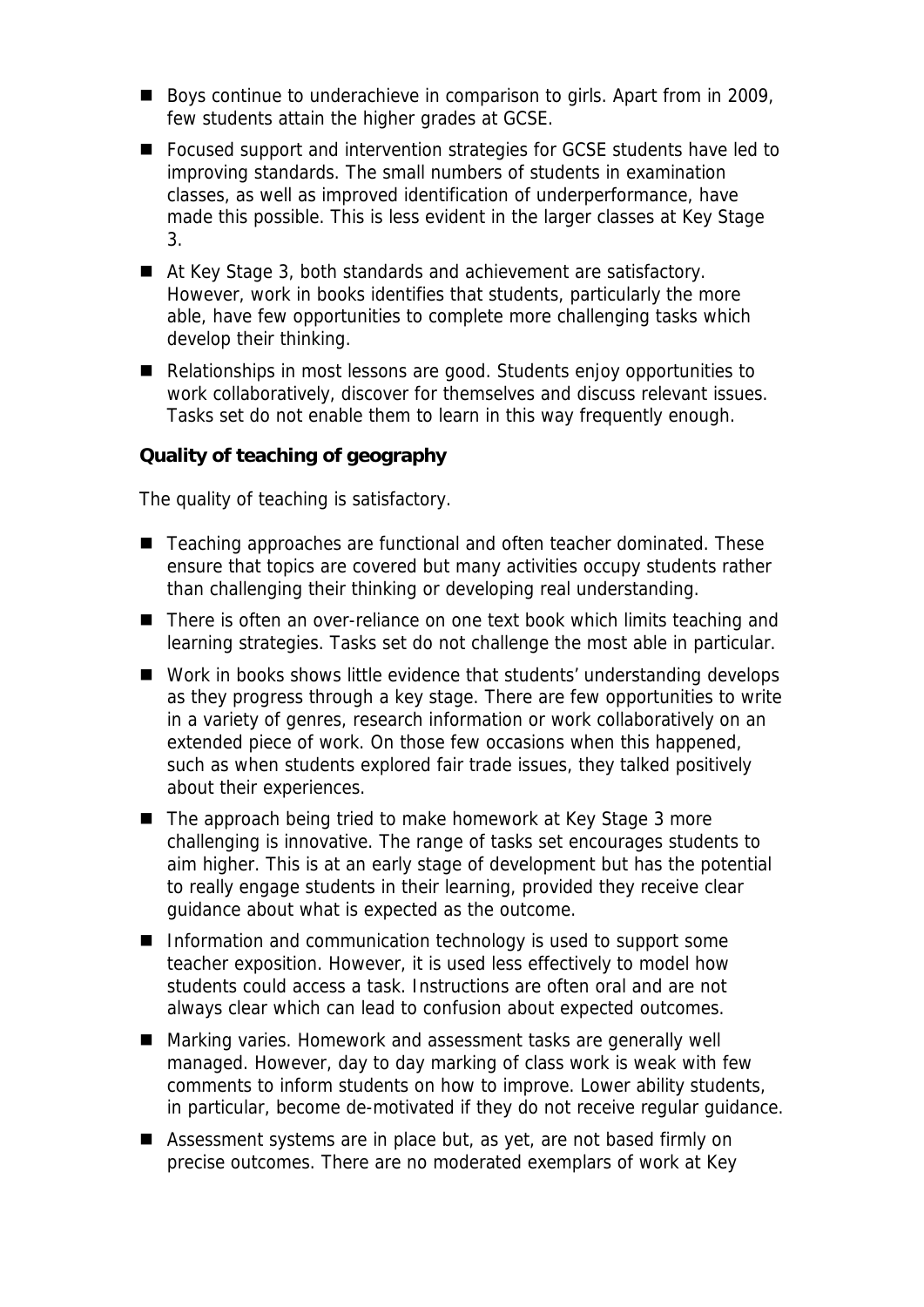- Boys continue to underachieve in comparison to girls. Apart from in 2009, few students attain the higher grades at GCSE.
- Focused support and intervention strategies for GCSE students have led to improving standards. The small numbers of students in examination classes, as well as improved identification of underperformance, have made this possible. This is less evident in the larger classes at Key Stage 3.
- At Key Stage 3, both standards and achievement are satisfactory. However, work in books identifies that students, particularly the more able, have few opportunities to complete more challenging tasks which develop their thinking.
- Relationships in most lessons are good. Students enjoy opportunities to work collaboratively, discover for themselves and discuss relevant issues. Tasks set do not enable them to learn in this way frequently enough.

**Quality of teaching of geography**

The quality of teaching is satisfactory.

- Teaching approaches are functional and often teacher dominated. These ensure that topics are covered but many activities occupy students rather than challenging their thinking or developing real understanding.
- There is often an over-reliance on one text book which limits teaching and learning strategies. Tasks set do not challenge the most able in particular.
- Work in books shows little evidence that students' understanding develops as they progress through a key stage. There are few opportunities to write in a variety of genres, research information or work collaboratively on an extended piece of work. On those few occasions when this happened, such as when students explored fair trade issues, they talked positively about their experiences.
- The approach being tried to make homework at Key Stage 3 more challenging is innovative. The range of tasks set encourages students to aim higher. This is at an early stage of development but has the potential to really engage students in their learning, provided they receive clear guidance about what is expected as the outcome.
- Information and communication technology is used to support some teacher exposition. However, it is used less effectively to model how students could access a task. Instructions are often oral and are not always clear which can lead to confusion about expected outcomes.
- Marking varies. Homework and assessment tasks are generally well managed. However, day to day marking of class work is weak with few comments to inform students on how to improve. Lower ability students, in particular, become de-motivated if they do not receive regular guidance.
- Assessment systems are in place but, as yet, are not based firmly on precise outcomes. There are no moderated exemplars of work at Key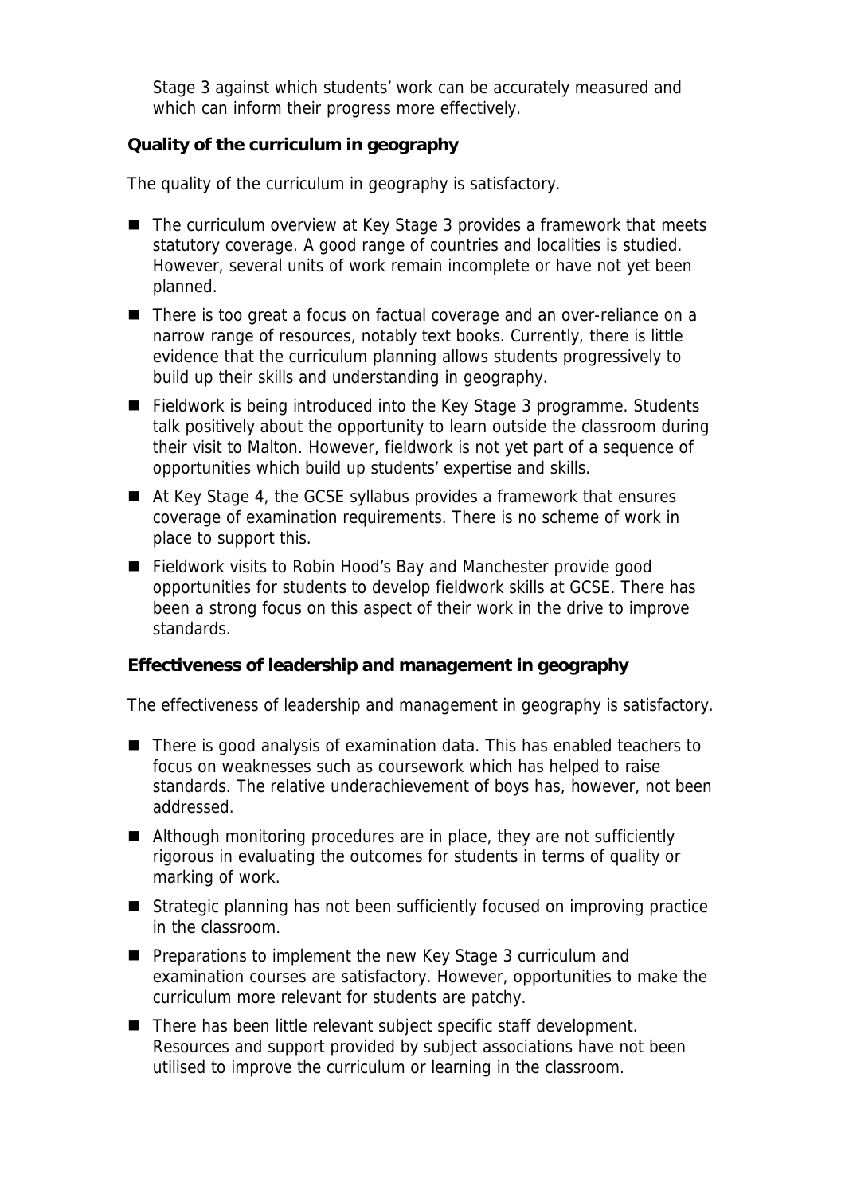Stage 3 against which students' work can be accurately measured and which can inform their progress more effectively.

**Quality of the curriculum in geography**

The quality of the curriculum in geography is satisfactory.

- The curriculum overview at Key Stage 3 provides a framework that meets statutory coverage. A good range of countries and localities is studied. However, several units of work remain incomplete or have not yet been planned.
- There is too great a focus on factual coverage and an over-reliance on a narrow range of resources, notably text books. Currently, there is little evidence that the curriculum planning allows students progressively to build up their skills and understanding in geography.
- Fieldwork is being introduced into the Key Stage 3 programme. Students talk positively about the opportunity to learn outside the classroom during their visit to Malton. However, fieldwork is not yet part of a sequence of opportunities which build up students' expertise and skills.
- At Key Stage 4, the GCSE syllabus provides a framework that ensures coverage of examination requirements. There is no scheme of work in place to support this.
- Fieldwork visits to Robin Hood's Bay and Manchester provide good opportunities for students to develop fieldwork skills at GCSE. There has been a strong focus on this aspect of their work in the drive to improve standards.

**Effectiveness of leadership and management in geography**

The effectiveness of leadership and management in geography is satisfactory.

- There is good analysis of examination data. This has enabled teachers to focus on weaknesses such as coursework which has helped to raise standards. The relative underachievement of boys has, however, not been addressed.
- Although monitoring procedures are in place, they are not sufficiently rigorous in evaluating the outcomes for students in terms of quality or marking of work.
- Strategic planning has not been sufficiently focused on improving practice in the classroom.
- Preparations to implement the new Key Stage 3 curriculum and examination courses are satisfactory. However, opportunities to make the curriculum more relevant for students are patchy.
- There has been little relevant subject specific staff development. Resources and support provided by subject associations have not been utilised to improve the curriculum or learning in the classroom.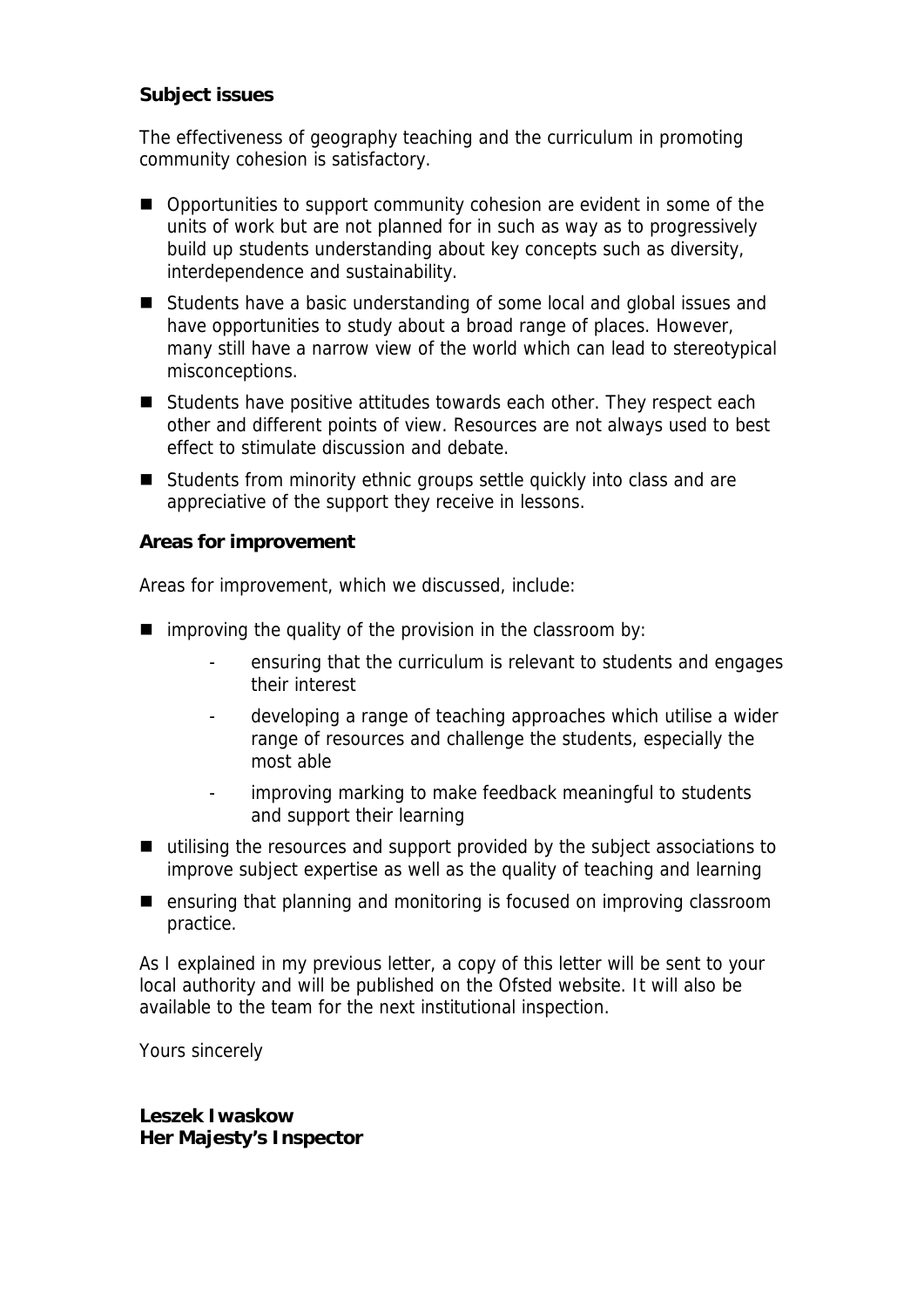**Subject issues**

The effectiveness of geography teaching and the curriculum in promoting community cohesion is satisfactory.

- Opportunities to support community cohesion are evident in some of the units of work but are not planned for in such as way as to progressively build up students understanding about key concepts such as diversity, interdependence and sustainability.
- Students have a basic understanding of some local and global issues and have opportunities to study about a broad range of places. However, many still have a narrow view of the world which can lead to stereotypical misconceptions.
- Students have positive attitudes towards each other. They respect each other and different points of view. Resources are not always used to best effect to stimulate discussion and debate.
- Students from minority ethnic groups settle quickly into class and are appreciative of the support they receive in lessons.

**Areas for improvement**

Areas for improvement, which we discussed, include:

- improving the quality of the provision in the classroom by:
  - ensuring that the curriculum is relevant to students and engages their interest
  - developing a range of teaching approaches which utilise a wider range of resources and challenge the students, especially the most able
  - improving marking to make feedback meaningful to students and support their learning
- utilising the resources and support provided by the subject associations to improve subject expertise as well as the quality of teaching and learning
- ensuring that planning and monitoring is focused on improving classroom practice.

As I explained in my previous letter, a copy of this letter will be sent to your local authority and will be published on the Ofsted website. It will also be available to the team for the next institutional inspection.

Yours sincerely

**Leszek Iwaskow**
**Her Majesty's Inspector**